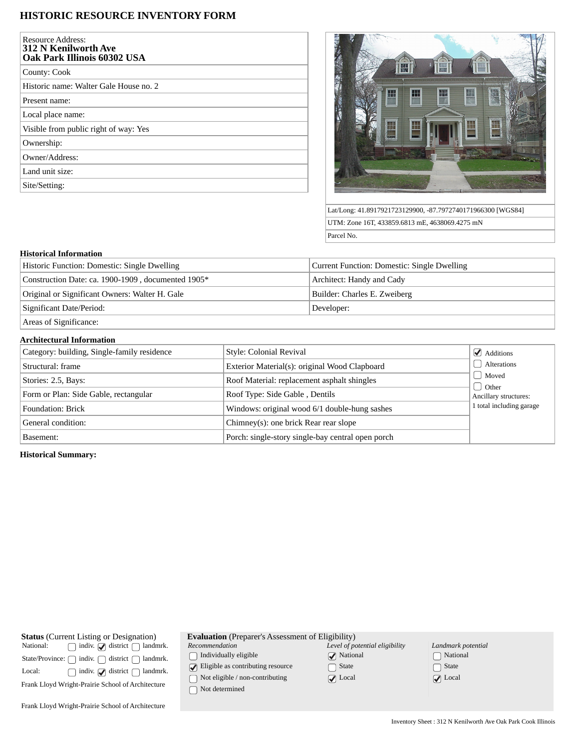# HISTORIC RESOURCE INVENTORY FORM

| | |
|---|---|
| Resource Address: **312 N Kenilworth Ave Oak Park Illinois 60302 USA** | |
| County: Cook | |
| Historic name: Walter Gale House no. 2 | |
| Present name: | |
| Local place name: | |
| Visible from public right of way: Yes | |
| Ownership: | |
| Owner/Address: | |
| Land unit size: | |
| Site/Setting: | |

Lat/Long: 41.8917921723129900, -87.7972740171966300 [WGS84]

UTM: Zone 16T, 433859.6813 mE, 4638069.4275 mN

Parcel No.

### Historical Information

| | |
|---|---|
| Historic Function: Domestic: Single Dwelling | Current Function: Domestic: Single Dwelling |
| Construction Date: ca. 1900-1909 , documented 1905* | Architect: Handy and Cady |
| Original or Significant Owners: Walter H. Gale | Builder: Charles E. Zweiberg |
| Significant Date/Period: | Developer: |
| Areas of Significance: | |

### Architectural Information

| | | |
|---|---|---|
| Category: building, Single-family residence | Style: Colonial Revival | ☑ Additions |
| Structural: frame | Exterior Material(s): original Wood Clapboard | ☐ Alterations |
| Stories: 2.5, Bays: | Roof Material: replacement asphalt shingles | ☐ Moved |
| Form or Plan: Side Gable, rectangular | Roof Type: Side Gable , Dentils | ☐ Other |
| Foundation: Brick | Windows: original wood 6/1 double-hung sashes | Ancillary structures: 1 total including garage |
| General condition: | Chimney(s): one brick Rear rear slope | |
| Basement: | Porch: single-story single-bay central open porch | |

### Historical Summary:

**Status** (Current Listing or Designation)

| | indiv. | district | landmrk. |
|---|---|---|---|
| National: | ☐ | ☑ | ☐ |
| State/Province: | ☐ | ☐ | ☐ |
| Local: | ☐ | ☑ | ☐ |

Frank Lloyd Wright-Prairie School of Architecture

Frank Lloyd Wright-Prairie School of Architecture

**Evaluation** (Preparer's Assessment of Eligibility)

| *Recommendation* | *Level of potential eligibility* | *Landmark potential* |
|---|---|---|
| ☐ Individually eligible | ☑ National | ☐ National |
| ☑ Eligible as contributing resource | ☐ State | ☐ State |
| ☐ Not eligible / non-contributing | ☑ Local | ☑ Local |
| ☐ Not determined | | |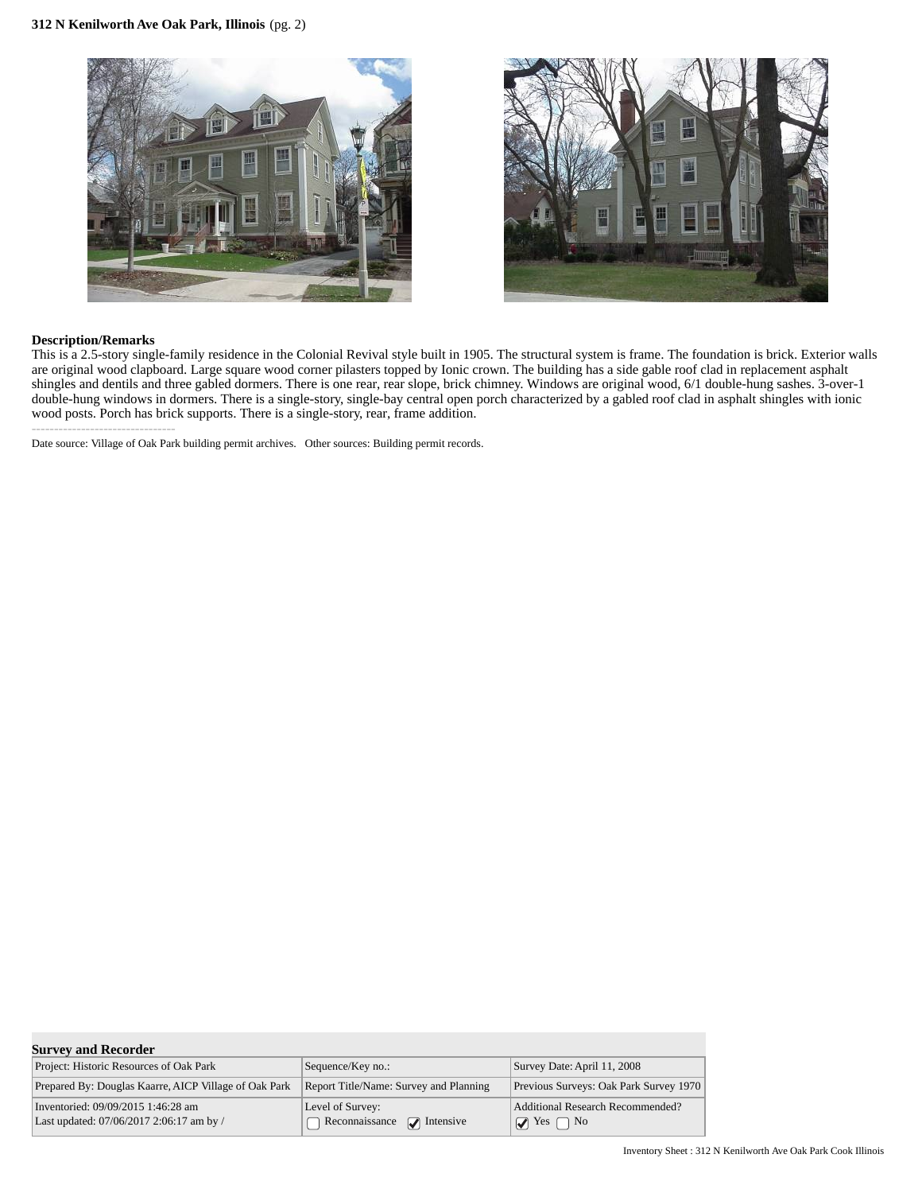**312 N Kenilworth Ave Oak Park, Illinois** (pg. 2)

**Description/Remarks**

This is a 2.5-story single-family residence in the Colonial Revival style built in 1905. The structural system is frame. The foundation is brick. Exterior walls are original wood clapboard. Large square wood corner pilasters topped by Ionic crown. The building has a side gable roof clad in replacement asphalt shingles and dentils and three gabled dormers. There is one rear, rear slope, brick chimney. Windows are original wood, 6/1 double-hung sashes. 3-over-1 double-hung windows in dormers. There is a single-story, single-bay central open porch characterized by a gabled roof clad in asphalt shingles with ionic wood posts. Porch has brick supports. There is a single-story, rear, frame addition.

---

Date source: Village of Oak Park building permit archives. Other sources: Building permit records.

**Survey and Recorder**

| | | |
|---|---|---|
| Project: Historic Resources of Oak Park | Sequence/Key no.: | Survey Date: April 11, 2008 |
| Prepared By: Douglas Kaarre, AICP Village of Oak Park | Report Title/Name: Survey and Planning | Previous Surveys: Oak Park Survey 1970 |
| Inventoried: 09/09/2015 1:46:28 am<br>Last updated: 07/06/2017 2:06:17 am by / | Level of Survey:<br>☐ Reconnaissance ☑ Intensive | Additional Research Recommended?<br>☑ Yes ☐ No |

Inventory Sheet : 312 N Kenilworth Ave Oak Park Cook Illinois